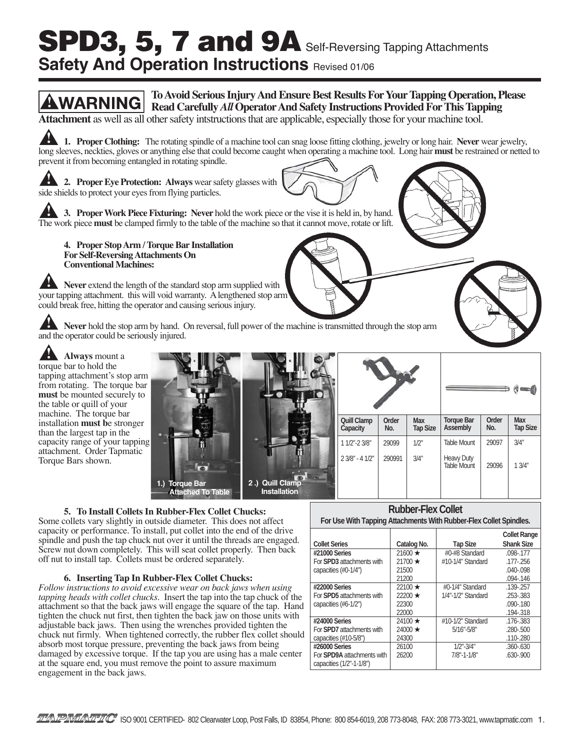# SPD3, 5, 7 and 9A Self-Reversing Tapping Attachments

## Safety And Operation Instructions Revised 01/06

**⚠WARNING** **To Avoid Serious Injury And Ensure Best Results For Your Tapping Operation, Please Read Carefully *All* Operator And Safety Instructions Provided For This Tapping Attachment** as well as all other safety intstructions that are applicable, especially those for your machine tool.

**1. Proper Clothing:** The rotating spindle of a machine tool can snag loose fitting clothing, jewelry or long hair. **Never** wear jewelry, long sleeves, neckties, gloves or anything else that could become caught when operating a machine tool. Long hair **must** be restrained or netted to prevent it from becoming entangled in rotating spindle.

**2. Proper Eye Protection: Always** wear safety glasses with side shields to protect your eyes from flying particles.

**3. Proper Work Piece Fixturing: Never** hold the work piece or the vise it is held in, by hand. The work piece **must** be clamped firmly to the table of the machine so that it cannot move, rotate or lift.

**4. Proper Stop Arm / Torque Bar Installation For Self-Reversing Attachments On Conventional Machines:**

**Never** extend the length of the standard stop arm supplied with your tapping attachment. this will void warranty. A lengthened stop arm could break free, hitting the operator and causing serious injury.

**Never** hold the stop arm by hand. On reversal, full power of the machine is transmitted through the stop arm and the operator could be seriously injured.

**Always** mount a torque bar to hold the tapping attachment's stop arm from rotating. The torque bar **must** be mounted securely to the table or quill of your machine. The torque bar installation **must b**e stronger than the largest tap in the capacity range of your tapping attachment. Order Tapmatic Torque Bars shown.

1.) Torque Bar Attached To Table

2 .) Quill Clamp Installation

| Quill Clamp Capacity | Order No. | Max Tap Size | Torque Bar Assembly | Order No. | Max Tap Size |
|---|---|---|---|---|---|
| 1 1/2"-2 3/8" | 29099 | 1/2" | Table Mount | 29097 | 3/4" |
| 2 3/8" - 4 1/2" | 290991 | 3/4" | Heavy Duty Table Mount | 29096 | 1 3/4" |

**5. To Install Collets In Rubber-Flex Collet Chucks:**
Some collets vary slightly in outside diameter. This does not affect capacity or performance. To install, put collet into the end of the drive spindle and push the tap chuck nut over it until the threads are engaged. Screw nut down completely. This will seat collet properly. Then back off nut to install tap. Collets must be ordered separately.

**6. Inserting Tap In Rubber-Flex Collet Chucks:**
*Follow instructions to avoid excessive wear on back jaws when using tapping heads with collet chucks*. Insert the tap into the tap chuck of the attachment so that the back jaws will engage the square of the tap. Hand tighten the chuck nut first, then tighten the back jaw on those units with adjustable back jaws. Then using the wrenches provided tighten the chuck nut firmly. When tightened correctly, the rubber flex collet should absorb most torque pressure, preventing the back jaws from being damaged by excessive torque. If the tap you are using has a male center at the square end, you must remove the point to assure maximum engagement in the back jaws.

**Rubber-Flex Collet**
**For Use With Tapping Attachments With Rubber-Flex Collet Spindles.**

| Collet Series | Catalog No. | Tap Size | Collet Range Shank Size |
|---|---|---|---|
| **#21000 Series** | 21600 ★ | #0-#8 Standard | .098-.177 |
| For **SPD3** attachments with | 21700 ★ | #10-1/4" Standard | .177-.256 |
| capacities (#0-1/4") | 21500 | | .040-.098 |
| | 21200 | | .094-.146 |
| **#22000 Series** | 22100 ★ | #0-1/4" Standard | .139-.257 |
| For **SPD5** attachments with | 22200 ★ | 1/4"-1/2" Standard | .253-.383 |
| capacities (#6-1/2") | 22300 | | .090-.180 |
| | 22000 | | .194-.318 |
| **#24000 Series** | 24100 ★ | #10-1/2" Standard | .176-.383 |
| For **SPD7** attachments with | 24000 ★ | 5/16"-5/8" | .280-.500 |
| capacities (#10-5/8") | 24300 | | .110-.280 |
| **#26000 Series** | 26100 | 1/2"-3/4" | .360-.630 |
| For **SPD9A** attachments with | 26200 | 7/8"-1-1/8" | .630-.900 |
| capacities (1/2"-1-1/8") | | | |

TAPMATIC ISO 9001 CERTIFIED- 802 Clearwater Loop, Post Falls, ID 83854, Phone: 800 854-6019, 208 773-8048, FAX: 208 773-3021, www.tapmatic.com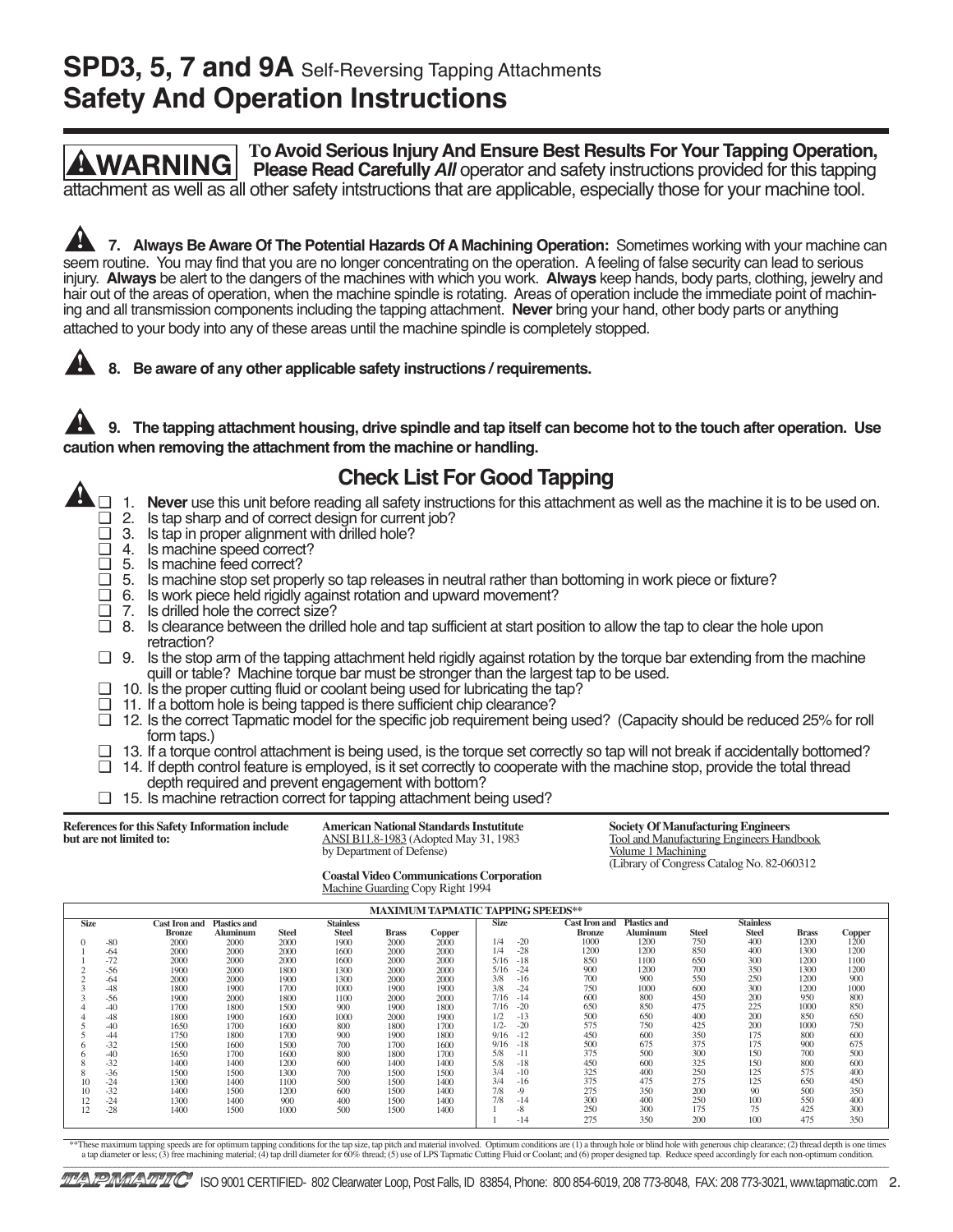# SPD3, 5, 7 and 9A Self-Reversing Tapping Attachments
# Safety And Operation Instructions

**⚠WARNING** **To Avoid Serious Injury And Ensure Best Results For Your Tapping Operation, Please Read Carefully *All*** operator and safety instructions provided for this tapping attachment as well as all other safety intstructions that are applicable, especially those for your machine tool.

**7. Always Be Aware Of The Potential Hazards Of A Machining Operation:** Sometimes working with your machine can seem routine. You may find that you are no longer concentrating on the operation. A feeling of false security can lead to serious injury. **Always** be alert to the dangers of the machines with which you work. **Always** keep hands, body parts, clothing, jewelry and hair out of the areas of operation, when the machine spindle is rotating. Areas of operation include the immediate point of machining and all transmission components including the tapping attachment. **Never** bring your hand, other body parts or anything attached to your body into any of these areas until the machine spindle is completely stopped.

**8. Be aware of any other applicable safety instructions / requirements.**

**9. The tapping attachment housing, drive spindle and tap itself can become hot to the touch after operation. Use caution when removing the attachment from the machine or handling.**

## Check List For Good Tapping

- ☐ 1. **Never** use this unit before reading all safety instructions for this attachment as well as the machine it is to be used on.
- ☐ 2. Is tap sharp and of correct design for current job?
- ☐ 3. Is tap in proper alignment with drilled hole?
- ☐ 4. Is machine speed correct?
- ☐ 5. Is machine feed correct?
- ☐ 5. Is machine stop set properly so tap releases in neutral rather than bottoming in work piece or fixture?
- ☐ 6. Is work piece held rigidly against rotation and upward movement?
- ☐ 7. Is drilled hole the correct size?
- ☐ 8. Is clearance between the drilled hole and tap sufficient at start position to allow the tap to clear the hole upon retraction?
- ☐ 9. Is the stop arm of the tapping attachment held rigidly against rotation by the torque bar extending from the machine quill or table? Machine torque bar must be stronger than the largest tap to be used.
- ☐ 10. Is the proper cutting fluid or coolant being used for lubricating the tap?
- ☐ 11. If a bottom hole is being tapped is there sufficient chip clearance?
- ☐ 12. Is the correct Tapmatic model for the specific job requirement being used? (Capacity should be reduced 25% for roll form taps.)
- ☐ 13. If a torque control attachment is being used, is the torque set correctly so tap will not break if accidentally bottomed?
- ☐ 14. If depth control feature is employed, is it set correctly to cooperate with the machine stop, provide the total thread depth required and prevent engagement with bottom?
- ☐ 15. Is machine retraction correct for tapping attachment being used?

**References for this Safety Information include but are not limited to:**

**American National Standards Instutitute**
ANSI B11.8-1983 (Adopted May 31, 1983 by Department of Defense)

**Coastal Video Communications Corporation**
Machine Guarding Copy Right 1994

**Society Of Manufacturing Engineers**
Tool and Manufacturing Engineers Handbook
Volume 1 Machining
(Library of Congress Catalog No. 82-060312

**MAXIMUM TAPMATIC TAPPING SPEEDS****

| Size | | Cast Iron and Bronze | Plastics and Aluminum | Steel | Stainless Steel | Brass | Copper |
|---|---|---|---|---|---|---|---|
| 0 | -80 | 2000 | 2000 | 2000 | 1900 | 2000 | 2000 |
| 1 | -64 | 2000 | 2000 | 2000 | 1600 | 2000 | 2000 |
| 1 | -72 | 2000 | 2000 | 2000 | 1600 | 2000 | 2000 |
| 2 | -56 | 1900 | 2000 | 1800 | 1300 | 2000 | 2000 |
| 2 | -64 | 2000 | 2000 | 1900 | 1300 | 2000 | 2000 |
| 3 | -48 | 1800 | 1900 | 1700 | 1000 | 1900 | 1900 |
| 3 | -56 | 1900 | 2000 | 1800 | 1100 | 2000 | 2000 |
| 4 | -40 | 1700 | 1800 | 1500 | 900 | 1900 | 1800 |
| 4 | -48 | 1800 | 1900 | 1600 | 1000 | 2000 | 1900 |
| 5 | -40 | 1650 | 1700 | 1600 | 800 | 1800 | 1700 |
| 5 | -44 | 1750 | 1800 | 1700 | 900 | 1900 | 1800 |
| 6 | -32 | 1500 | 1600 | 1500 | 700 | 1700 | 1600 |
| 6 | -40 | 1650 | 1700 | 1600 | 800 | 1800 | 1700 |
| 8 | -32 | 1400 | 1400 | 1200 | 600 | 1400 | 1400 |
| 8 | -36 | 1500 | 1500 | 1300 | 700 | 1500 | 1500 |
| 10 | -24 | 1300 | 1400 | 1100 | 500 | 1500 | 1400 |
| 10 | -32 | 1400 | 1500 | 1200 | 600 | 1500 | 1400 |
| 12 | -24 | 1300 | 1400 | 900 | 400 | 1500 | 1400 |
| 12 | -28 | 1400 | 1500 | 1000 | 500 | 1500 | 1400 |
| 1/4 | -20 | 1000 | 1200 | 750 | 400 | 1200 | 1200 |
| 1/4 | -28 | 1200 | 1200 | 850 | 400 | 1300 | 1200 |
| 5/16 | -18 | 850 | 1100 | 650 | 300 | 1200 | 1100 |
| 5/16 | -24 | 900 | 1200 | 700 | 350 | 1300 | 1200 |
| 3/8 | -16 | 700 | 900 | 550 | 250 | 1200 | 900 |
| 3/8 | -24 | 750 | 1000 | 600 | 300 | 1200 | 1000 |
| 7/16 | -14 | 600 | 800 | 450 | 200 | 950 | 800 |
| 7/16 | -20 | 650 | 850 | 475 | 225 | 1000 | 850 |
| 1/2 | -13 | 500 | 650 | 400 | 200 | 850 | 650 |
| 1/2- | -20 | 575 | 750 | 425 | 200 | 1000 | 750 |
| 9/16 | -12 | 450 | 600 | 350 | 175 | 800 | 600 |
| 9/16 | -18 | 500 | 675 | 375 | 175 | 900 | 675 |
| 5/8 | -11 | 375 | 500 | 300 | 150 | 700 | 500 |
| 5/8 | -18 | 450 | 600 | 325 | 150 | 800 | 600 |
| 3/4 | -10 | 325 | 400 | 250 | 125 | 575 | 400 |
| 3/4 | -16 | 375 | 475 | 275 | 125 | 650 | 450 |
| 7/8 | -9 | 275 | 350 | 200 | 90 | 500 | 350 |
| 7/8 | -14 | 300 | 400 | 250 | 100 | 550 | 400 |
| 1 | -8 | 250 | 300 | 175 | 75 | 425 | 300 |
| 1 | -14 | 275 | 350 | 200 | 100 | 475 | 350 |

**These maximum tapping speeds are for optimum tapping conditions for the tap size, tap pitch and material involved. Optimum conditions are (1) a through hole or blind hole with generous chip clearance; (2) thread depth is one times a tap diameter or less; (3) free machining material; (4) tap drill diameter for 60% thread; (5) use of LPS Tapmatic Cutting Fluid or Coolant; and (6) proper designed tap. Reduce speed accordingly for each non-optimum condition.

TAPMATIC ISO 9001 CERTIFIED- 802 Clearwater Loop, Post Falls, ID 83854, Phone: 800 854-6019, 208 773-8048, FAX: 208 773-3021, www.tapmatic.com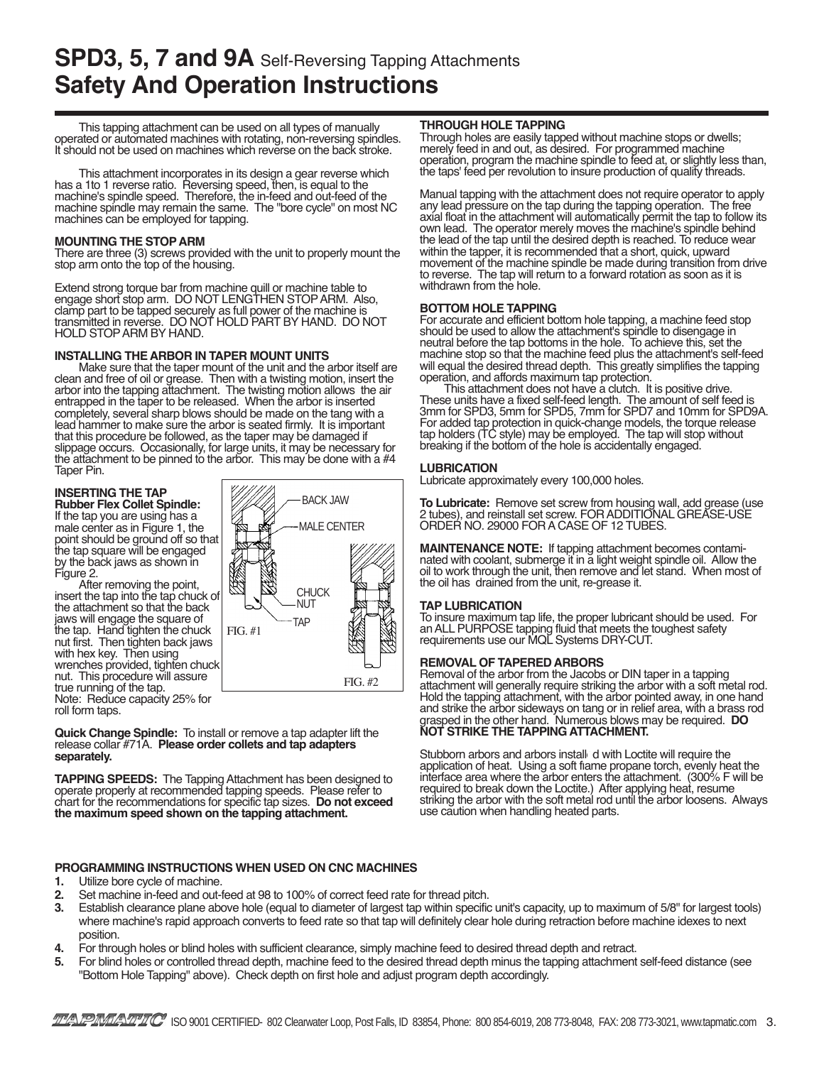# SPD3, 5, 7 and 9A Self-Reversing Tapping Attachments
# Safety And Operation Instructions

This tapping attachment can be used on all types of manually operated or automated machines with rotating, non-reversing spindles. It should not be used on machines which reverse on the back stroke.

This attachment incorporates in its design a gear reverse which has a 1to 1 reverse ratio. Reversing speed, then, is equal to the machine's spindle speed. Therefore, the in-feed and out-feed of the machine spindle may remain the same. The "bore cycle" on most NC machines can be employed for tapping.

### MOUNTING THE STOP ARM

There are three (3) screws provided with the unit to properly mount the stop arm onto the top of the housing.

Extend strong torque bar from machine quill or machine table to engage short stop arm. DO NOT LENGTHEN STOP ARM. Also, clamp part to be tapped securely as full power of the machine is transmitted in reverse. DO NOT HOLD PART BY HAND. DO NOT HOLD STOP ARM BY HAND.

### INSTALLING THE ARBOR IN TAPER MOUNT UNITS

Make sure that the taper mount of the unit and the arbor itself are clean and free of oil or grease. Then with a twisting motion, insert the arbor into the tapping attachment. The twisting motion allows the air entrapped in the taper to be released. When the arbor is inserted completely, several sharp blows should be made on the tang with a lead hammer to make sure the arbor is seated firmly. It is important that this procedure be followed, as the taper may be damaged if slippage occurs. Occasionally, for large units, it may be necessary for the attachment to be pinned to the arbor. This may be done with a #4 Taper Pin.

### INSERTING THE TAP

**Rubber Flex Collet Spindle:**
If the tap you are using has a male center as in Figure 1, the point should be ground off so that the tap square will be engaged by the back jaws as shown in Figure 2.

After removing the point, insert the tap into the tap chuck of the attachment so that the back jaws will engage the square of the tap. Hand tighten the chuck nut first. Then tighten back jaws with hex key. Then using wrenches provided, tighten chuck nut. This procedure will assure true running of the tap.
Note: Reduce capacity 25% for roll form taps.

BACK JAW
MALE CENTER
CHUCK NUT
TAP
FIG. #1
FIG. #2

**Quick Change Spindle:** To install or remove a tap adapter lift the release collar #71A. **Please order collets and tap adapters separately.**

**TAPPING SPEEDS:** The Tapping Attachment has been designed to operate properly at recommended tapping speeds. Please refer to chart for the recommendations for specific tap sizes. **Do not exceed the maximum speed shown on the tapping attachment.**

### THROUGH HOLE TAPPING

Through holes are easily tapped without machine stops or dwells; merely feed in and out, as desired. For programmed machine operation, program the machine spindle to feed at, or slightly less than, the taps' feed per revolution to insure production of quality threads.

Manual tapping with the attachment does not require operator to apply any lead pressure on the tap during the tapping operation. The free axial float in the attachment will automatically permit the tap to follow its own lead. The operator merely moves the machine's spindle behind the lead of the tap until the desired depth is reached. To reduce wear within the tapper, it is recommended that a short, quick, upward movement of the machine spindle be made during transition from drive to reverse. The tap will return to a forward rotation as soon as it is withdrawn from the hole.

### BOTTOM HOLE TAPPING

For accurate and efficient bottom hole tapping, a machine feed stop should be used to allow the attachment's spindle to disengage in neutral before the tap bottoms in the hole. To achieve this, set the machine stop so that the machine feed plus the attachment's self-feed will equal the desired thread depth. This greatly simplifies the tapping operation, and affords maximum tap protection.

This attachment does not have a clutch. It is positive drive. These units have a fixed self-feed length. The amount of self feed is 3mm for SPD3, 5mm for SPD5, 7mm for SPD7 and 10mm for SPD9A. For added tap protection in quick-change models, the torque release tap holders (TC style) may be employed. The tap will stop without breaking if the bottom of the hole is accidentally engaged.

### LUBRICATION

Lubricate approximately every 100,000 holes.

**To Lubricate:** Remove set screw from housing wall, add grease (use 2 tubes), and reinstall set screw. FOR ADDITIONAL GREASE-USE ORDER NO. 29000 FOR A CASE OF 12 TUBES.

**MAINTENANCE NOTE:** If tapping attachment becomes contaminated with coolant, submerge it in a light weight spindle oil. Allow the oil to work through the unit, then remove and let stand. When most of the oil has drained from the unit, re-grease it.

### TAP LUBRICATION

To insure maximum tap life, the proper lubricant should be used. For an ALL PURPOSE tapping fluid that meets the toughest safety requirements use our MQL Systems DRY-CUT.

### REMOVAL OF TAPERED ARBORS

Removal of the arbor from the Jacobs or DIN taper in a tapping attachment will generally require striking the arbor with a soft metal rod. Hold the tapping attachment, with the arbor pointed away, in one hand and strike the arbor sideways on tang or in relief area, with a brass rod grasped in the other hand. Numerous blows may be required. **DO NOT STRIKE THE TAPPING ATTACHMENT.**

Stubborn arbors and arbors installed with Loctite will require the application of heat. Using a soft flame propane torch, evenly heat the interface area where the arbor enters the attachment. (300% F will be required to break down the Loctite.) After applying heat, resume striking the arbor with the soft metal rod until the arbor loosens. Always use caution when handling heated parts.

### PROGRAMMING INSTRUCTIONS WHEN USED ON CNC MACHINES

1. Utilize bore cycle of machine.
2. Set machine in-feed and out-feed at 98 to 100% of correct feed rate for thread pitch.
3. Establish clearance plane above hole (equal to diameter of largest tap within specific unit's capacity, up to maximum of 5/8" for largest tools) where machine's rapid approach converts to feed rate so that tap will definitely clear hole during retraction before machine idexes to next position.
4. For through holes or blind holes with sufficient clearance, simply machine feed to desired thread depth and retract.
5. For blind holes or controlled thread depth, machine feed to the desired thread depth minus the tapping attachment self-feed distance (see "Bottom Hole Tapping" above). Check depth on first hole and adjust program depth accordingly.

TAPMATIC ISO 9001 CERTIFIED- 802 Clearwater Loop, Post Falls, ID 83854, Phone: 800 854-6019, 208 773-8048, FAX: 208 773-3021, www.tapmatic.com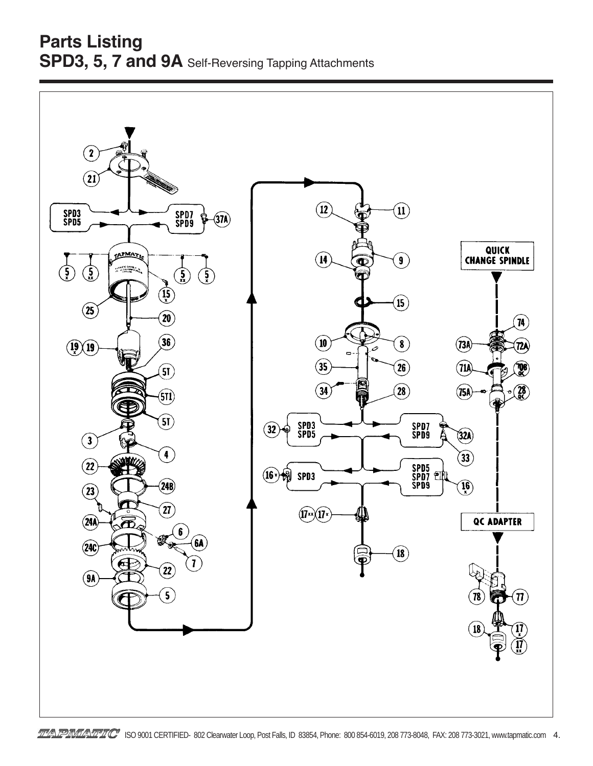# Parts Listing

## SPD3, 5, 7 and 9A Self-Reversing Tapping Attachments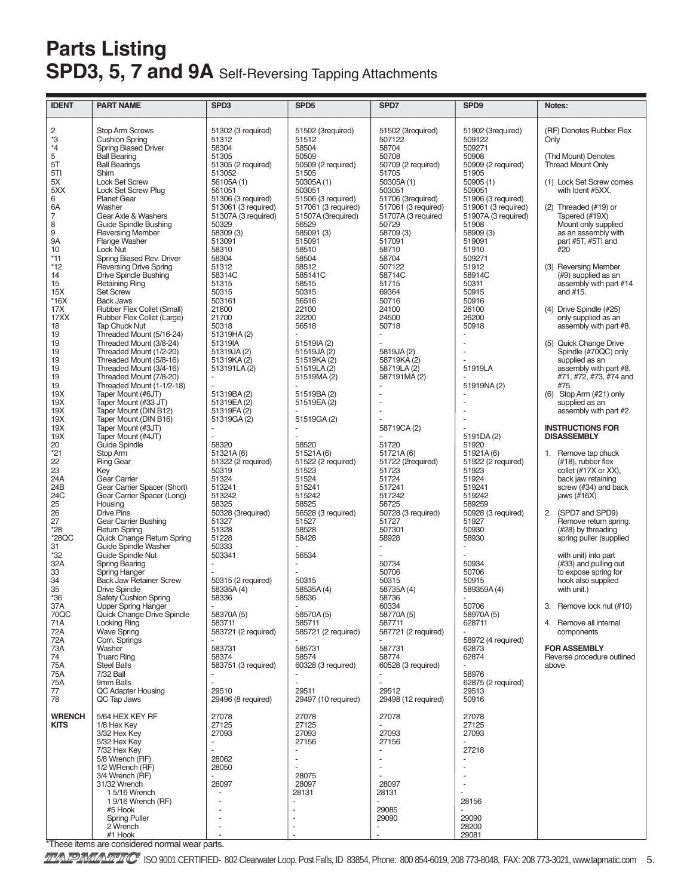# Parts Listing

## SPD3, 5, 7 and 9A Self-Reversing Tapping Attachments

| IDENT | PART NAME | SPD3 | SPD5 | SPD7 | SPD9 |
|---|---|---|---|---|---|
| 2 | Stop Arm Screws | 51302 (3 required) | 51502 (3required) | 51502 (3required) | 51902 (3required) |
| *3 | Cushion Spring | 51312 | 51512 | 507122 | 509122 |
| *4 | Spring Biased Driver | 58304 | 58504 | 58704 | 509271 |
| 5 | Ball Bearing | 51305 | 50509 | 50708 | 50908 |
| 5T | Ball Bearings | 51305 (2 required) | 50509 (2 required) | 50709 (2 required) | 50909 (2 required) |
| 5TI | Shim | 513052 | 51505 | 51705 | 51905 |
| 5X | Lock Set Screw | 56105A (1) | 50305A (1) | 50305A (1) | 50905 (1) |
| 5XX | Lock Set Screw Plug | 561051 | 503051 | 503051 | 509051 |
| 6 | Planet Gear | 51306 (3 required) | 51506 (3 required) | 51706 (3required) | 51906 (3 required) |
| 6A | Washer | 513061 (3 required) | 517061 (3 required) | 517061 (3 required) | 519061 (3 required) |
| 7 | Gear Axle & Washers | 51307A (3 required) | 51507A (3required) | 51707A (3 required | 51907A (3 required) |
| 8 | Guide Spindle Bushing | 50329 | 56529 | 50729 | 51908 |
| 9 | Reversing Member | 58309 (3) | 585091 (3) | 58709 (3) | 58909 (3) |
| 9A | Flange Washer | 513091 | 515091 | 517091 | 519091 |
| 10 | Lock Nut | 58310 | 58510 | 58710 | 51910 |
| *11 | Spring Biased Rev. Driver | 58304 | 58504 | 58704 | 509271 |
| *12 | Reversing Drive Spring | 51312 | 58512 | 507122 | 51912 |
| 14 | Drive Spindle Bushing | 58314C | 585141C | 58714C | 58914C |
| 15 | Retaining Ring | 51315 | 58515 | 51715 | 50311 |
| 15X | Set Screw | 50315 | 50315 | 69364 | 50915 |
| *16X | Back Jaws | 503161 | 56516 | 50716 | 50916 |
| 17X | Rubber Flex Collet (Small) | 21600 | 22100 | 24100 | 26100 |
| 17XX | Rubber Flex Collet (Large) | 21700 | 22200 | 24500 | 26200 |
| 18 | Tap Chuck Nut | 50318 | 56518 | 50718 | 50918 |
| 19 | Threaded Mount (5/16-24) | 51319HA (2) | - | - | - |
| 19 | Threaded Mount (3/8-24) | 51319IA | 51519IA (2) | - | - |
| 19 | Threaded Mount (1/2-20) | 51319JA (2) | 51519JA (2) | 5819JA (2) | - |
| 19 | Threaded Mount (5/8-16) | 51319KA (2) | 51519KA (2) | 58719KA (2) | - |
| 19 | Threaded Mount (3/4-16) | 513191LA (2) | 51519LA (2) | 58719LA (2) | 51919LA |
| 19 | Threaded Mount (7/8-20) | - | 51519MA (2) | 587191MA (2) | - |
| 19 | Threaded Mount (1-1/2-18) | - | - | - | 51919NA (2) |
| 19X | Taper Mount (#6JT) | 51319BA (2) | 51519BA (2) | - | - |
| 19X | Taper Mount (#33 JT) | 51319EA (2) | 51519EA (2) | - | - |
| 19X | Taper Mount (DIN B12) | 51319FA (2) | - | - | - |
| 19X | Taper Mount (DIN B16) | 51319GA (2) | 51519GA (2) | - | - |
| 19X | Taper Mount (#3JT) | - | - | 58719CA (2) | - |
| 19X | Taper Mount (#4JT) | - | - | - | 5191DA (2) |
| 20 | Guide Spindle | 58320 | 58520 | 51720 | 51920 |
| *21 | Stop Arm | 51321A (6) | 51521A (6) | 51721A (6) | 51921A (6) |
| 22 | Ring Gear | 51322 (2 required) | 51522 (2 required) | 51722 (2required) | 51922 (2 required) |
| 23 | Key | 50319 | 51523 | 51723 | 51923 |
| 24A | Gear Carrier | 51324 | 51524 | 51724 | 51924 |
| 24B | Gear Carrier Spacer (Short) | 513241 | 515241 | 517241 | 519241 |
| 24C | Gear Carrier Spacer (Long) | 513242 | 515242 | 517242 | 519242 |
| 25 | Housing | 58325 | 58525 | 58725 | 589259 |
| 26 | Drive Pins | 50328 (3required) | 56528 (3 required) | 50728 (3 required) | 50928 (3 required) |
| 27 | Gear Carrier Bushing | 51327 | 51527 | 51727 | 51927 |
| *28 | Return Spring | 51328 | 58528 | 507301 | 50930 |
| *28QC | Quick Change Return Spring | 51228 | 58428 | 58928 | 58930 |
| 31 | Guide Spindle Washer | 50333 | - | - | - |
| *32 | Guide Spindle Nut | 503341 | 56534 | - | - |
| 32A | Spring Bearing | - | - | 50734 | 50934 |
| 33 | Spring Hanger | - | - | 50706 | 50706 |
| 34 | Back Jaw Retainer Screw | 50315 (2 required) | 50315 | 50315 | 50915 |
| 35 | Drive Spindle | 58335A (4) | 58535A (4) | 58735A (4) | 589359A (4) |
| *36 | Safety Cushion Spring | 58336 | 58536 | 58736 | - |
| 37A | Upper Spring Hanger | - | - | 60334 | 50706 |
| 70QC | Quick Change Drive Spindle | 58370A (5) | 58570A (5) | 58770A (5) | 58970A (5) |
| 71A | Locking Ring | 583711 | 585711 | 587711 | 628711 |
| 72A | Wave Spring | 583721 (2 required) | 585721 (2 required) | 587721 (2 required) | - |
| 72A | Com. Springs | - | - | - | 58972 (4 required) |
| 73A | Washer | 583731 | 585731 | 587731 | 62873 |
| 74 | Truarc Ring | 58374 | 58574 | 58774 | 62874 |
| 75A | Steel Balls | 583751 (3 required) | 60328 (3 required) | 60528 (3 required) | - |
| 75A | 7/32 Ball | - | - | - | 58976 |
| 75A | 9mm Balls | - | - | - | 62875 (2 required) |
| 77 | QC Adapter Housing | 29510 | 29511 | 29512 | 29513 |
| 78 | QC Tap Jaws | 29496 (8 required) | 29497 (10 required) | 29498 (12 required) | 50916 |
| **WRENCH KITS** | 5/64 HEX KEY RF | 27078 | 27078 | 27078 | 27078 |
| | 1/8 Hex Key | 27125 | 27125 | - | 27125 |
| | 3/32 Hex Key | 27093 | 27093 | 27093 | 27093 |
| | 5/32 Hex Key | - | 27156 | 27156 | - |
| | 7/32 Hex Key | - | - | - | 27218 |
| | 5/8 Wrench (RF) | 28062 | - | - | - |
| | 1/2 WRench (RF) | 28050 | - | - | - |
| | 3/4 Wrench (RF) | - | 28075 | - | - |
| | 31/32 Wrench | 28097 | 28097 | 28097 | - |
| | 1 5/16 Wrench | - | 28131 | 28131 | - |
| | 1 9/16 Wrench (RF) | - | - | - | 28156 |
| | #5 Hook | - | - | 29085 | - |
| | Spring Puller | - | - | 29090 | 29090 |
| | 2 Wrench | - | - | - | 28200 |
| | #1 Hook | - | - | - | 29081 |

*These items are considered normal wear parts.

**Notes:**

(RF) Denotes Rubber Flex Only

(Thd Mount) Denotes Thread Mount Only

(1) Lock Set Screw comes with Ident #5XX.

(2) Threaded (#19) or Tapered (#19X) Mount only supplied as an assembly with part #5T, #5TI and #20

(3) Reversing Member (#9) supplied as an assembly with part #14 and #15.

(4) Drive Spindle (#25) only supplied as an assembly with part #8.

(5) Quick Change Drive Spindle (#70QC) only supplied as an assembly with part #8, #71, #72, #73, #74 and #75.

(6) Stop Arm (#21) only supplied as an assembly with part #2.

**INSTRUCTIONS FOR DISASSEMBLY**

1. Remove tap chuck (#18), rubber flex collet (#17X or XX), back jaw retaining screw (#34) and back jaws (#16X)
2. (SPD7 and SPD9) Remove return spring. (#28) by threading spring puller (supplied with unit) into part (#33) and pulling out to expose spring for hook also supplied with unit.)
3. Remove lock nut (#10)
4. Remove all internal components

**FOR ASSEMBLY**

Reverse procedure outlined above.

TAPMATIC ISO 9001 CERTIFIED- 802 Clearwater Loop, Post Falls, ID 83854, Phone: 800 854-6019, 208 773-8048, FAX: 208 773-3021, www.tapmatic.com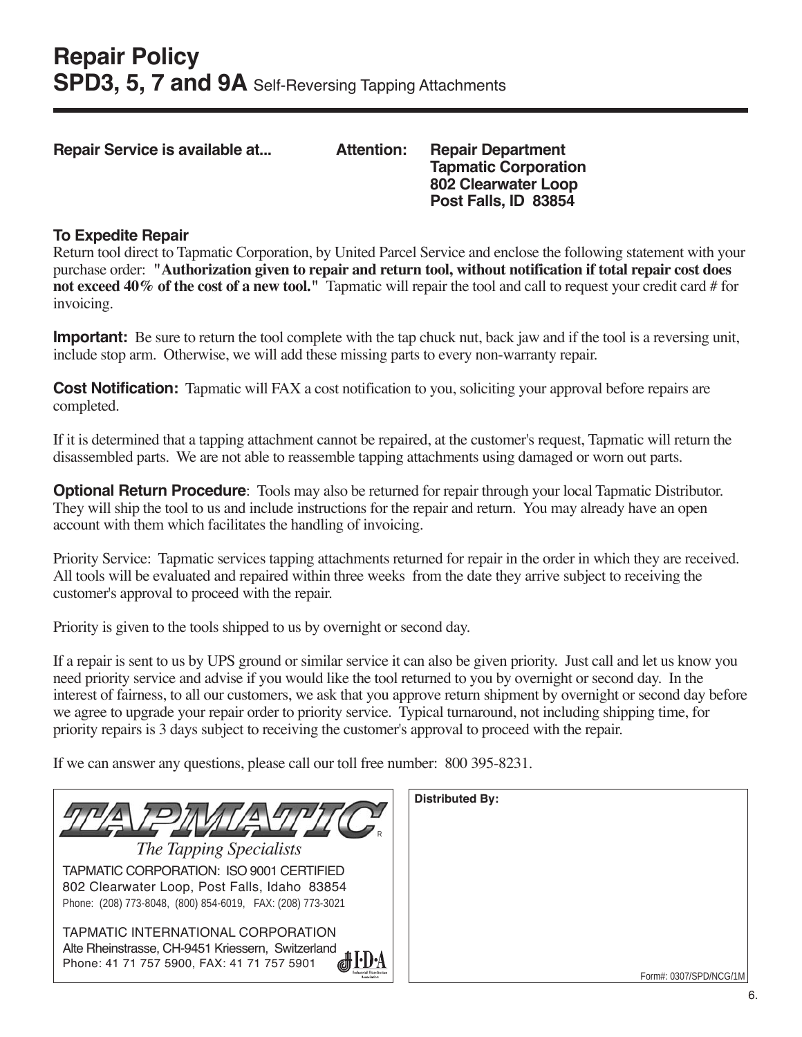# Repair Policy

## SPD3, 5, 7 and 9A Self-Reversing Tapping Attachments

**Repair Service is available at...** **Attention:** **Repair Department**
**Tapmatic Corporation**
**802 Clearwater Loop**
**Post Falls, ID 83854**

### To Expedite Repair

Return tool direct to Tapmatic Corporation, by United Parcel Service and enclose the following statement with your purchase order: **"Authorization given to repair and return tool, without notification if total repair cost does not exceed 40% of the cost of a new tool."** Tapmatic will repair the tool and call to request your credit card # for invoicing.

**Important:** Be sure to return the tool complete with the tap chuck nut, back jaw and if the tool is a reversing unit, include stop arm. Otherwise, we will add these missing parts to every non-warranty repair.

**Cost Notification:** Tapmatic will FAX a cost notification to you, soliciting your approval before repairs are completed.

If it is determined that a tapping attachment cannot be repaired, at the customer's request, Tapmatic will return the disassembled parts. We are not able to reassemble tapping attachments using damaged or worn out parts.

**Optional Return Procedure**: Tools may also be returned for repair through your local Tapmatic Distributor. They will ship the tool to us and include instructions for the repair and return. You may already have an open account with them which facilitates the handling of invoicing.

Priority Service: Tapmatic services tapping attachments returned for repair in the order in which they are received. All tools will be evaluated and repaired within three weeks from the date they arrive subject to receiving the customer's approval to proceed with the repair.

Priority is given to the tools shipped to us by overnight or second day.

If a repair is sent to us by UPS ground or similar service it can also be given priority. Just call and let us know you need priority service and advise if you would like the tool returned to you by overnight or second day. In the interest of fairness, to all our customers, we ask that you approve return shipment by overnight or second day before we agree to upgrade your repair order to priority service. Typical turnaround, not including shipping time, for priority repairs is 3 days subject to receiving the customer's approval to proceed with the repair.

If we can answer any questions, please call our toll free number: 800 395-8231.

TAPMATIC®

*The Tapping Specialists*

TAPMATIC CORPORATION: ISO 9001 CERTIFIED
802 Clearwater Loop, Post Falls, Idaho 83854
Phone: (208) 773-8048, (800) 854-6019, FAX: (208) 773-3021

TAPMATIC INTERNATIONAL CORPORATION
Alte Rheinstrasse, CH-9451 Kriessern, Switzerland
Phone: 41 71 757 5900, FAX: 41 71 757 5901

I·D·A Industrial Distribution Association

**Distributed By:**

Form#: 0307/SPD/NCG/1M